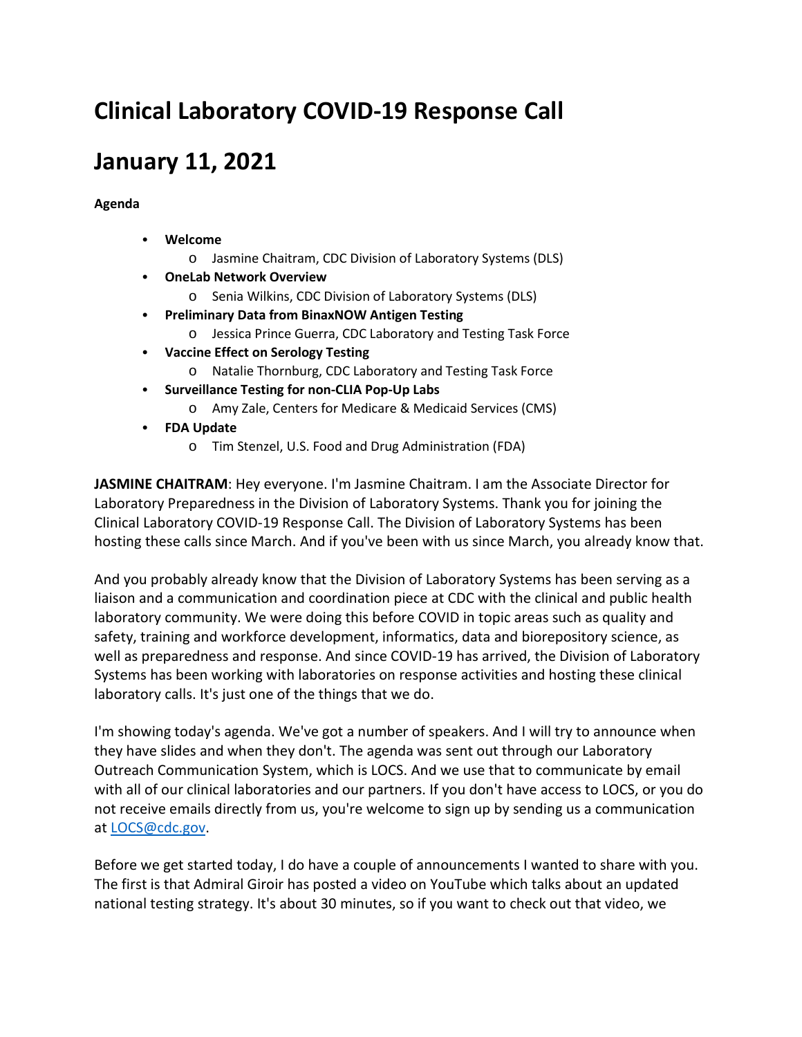# Clinical Laboratory COVID-19 Response Call

# January 11, 2021

**Agenda**

- **Welcome**
  - Jasmine Chaitram, CDC Division of Laboratory Systems (DLS)
- **OneLab Network Overview**
  - Senia Wilkins, CDC Division of Laboratory Systems (DLS)
- **Preliminary Data from BinaxNOW Antigen Testing**
  - Jessica Prince Guerra, CDC Laboratory and Testing Task Force
- **Vaccine Effect on Serology Testing**
  - Natalie Thornburg, CDC Laboratory and Testing Task Force
- **Surveillance Testing for non-CLIA Pop-Up Labs**
  - Amy Zale, Centers for Medicare & Medicaid Services (CMS)
- **FDA Update**
  - Tim Stenzel, U.S. Food and Drug Administration (FDA)

**JASMINE CHAITRAM**: Hey everyone. I'm Jasmine Chaitram. I am the Associate Director for Laboratory Preparedness in the Division of Laboratory Systems. Thank you for joining the Clinical Laboratory COVID-19 Response Call. The Division of Laboratory Systems has been hosting these calls since March. And if you've been with us since March, you already know that.

And you probably already know that the Division of Laboratory Systems has been serving as a liaison and a communication and coordination piece at CDC with the clinical and public health laboratory community. We were doing this before COVID in topic areas such as quality and safety, training and workforce development, informatics, data and biorepository science, as well as preparedness and response. And since COVID-19 has arrived, the Division of Laboratory Systems has been working with laboratories on response activities and hosting these clinical laboratory calls. It's just one of the things that we do.

I'm showing today's agenda. We've got a number of speakers. And I will try to announce when they have slides and when they don't. The agenda was sent out through our Laboratory Outreach Communication System, which is LOCS. And we use that to communicate by email with all of our clinical laboratories and our partners. If you don't have access to LOCS, or you do not receive emails directly from us, you're welcome to sign up by sending us a communication at LOCS@cdc.gov.

Before we get started today, I do have a couple of announcements I wanted to share with you. The first is that Admiral Giroir has posted a video on YouTube which talks about an updated national testing strategy. It's about 30 minutes, so if you want to check out that video, we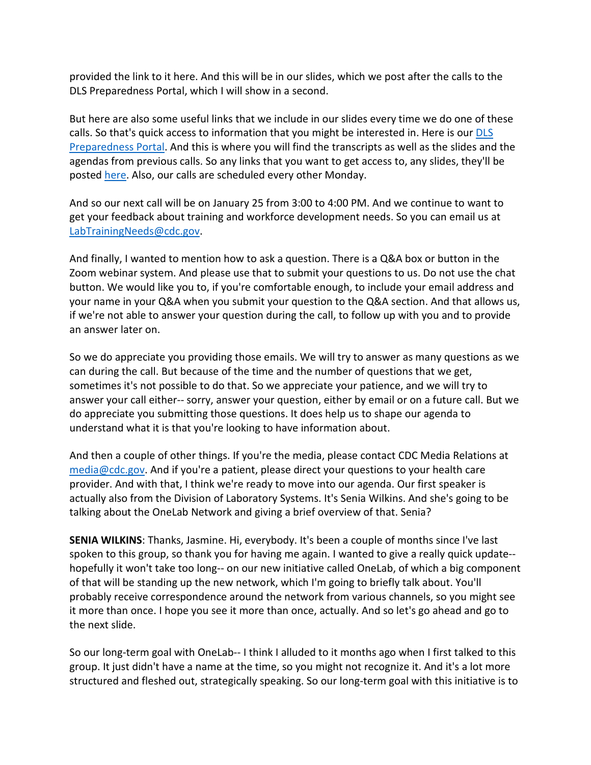provided the link to it here. And this will be in our slides, which we post after the calls to the DLS Preparedness Portal, which I will show in a second.

But here are also some useful links that we include in our slides every time we do one of these calls. So that's quick access to information that you might be interested in. Here is our [DLS Preparedness Portal](). And this is where you will find the transcripts as well as the slides and the agendas from previous calls. So any links that you want to get access to, any slides, they'll be posted [here](). Also, our calls are scheduled every other Monday.

And so our next call will be on January 25 from 3:00 to 4:00 PM. And we continue to want to get your feedback about training and workforce development needs. So you can email us at [LabTrainingNeeds@cdc.gov](mailto:LabTrainingNeeds@cdc.gov).

And finally, I wanted to mention how to ask a question. There is a Q&A box or button in the Zoom webinar system. And please use that to submit your questions to us. Do not use the chat button. We would like you to, if you're comfortable enough, to include your email address and your name in your Q&A when you submit your question to the Q&A section. And that allows us, if we're not able to answer your question during the call, to follow up with you and to provide an answer later on.

So we do appreciate you providing those emails. We will try to answer as many questions as we can during the call. But because of the time and the number of questions that we get, sometimes it's not possible to do that. So we appreciate your patience, and we will try to answer your call either-- sorry, answer your question, either by email or on a future call. But we do appreciate you submitting those questions. It does help us to shape our agenda to understand what it is that you're looking to have information about.

And then a couple of other things. If you're the media, please contact CDC Media Relations at [media@cdc.gov](mailto:media@cdc.gov). And if you're a patient, please direct your questions to your health care provider. And with that, I think we're ready to move into our agenda. Our first speaker is actually also from the Division of Laboratory Systems. It's Senia Wilkins. And she's going to be talking about the OneLab Network and giving a brief overview of that. Senia?

**SENIA WILKINS**: Thanks, Jasmine. Hi, everybody. It's been a couple of months since I've last spoken to this group, so thank you for having me again. I wanted to give a really quick update-- hopefully it won't take too long-- on our new initiative called OneLab, of which a big component of that will be standing up the new network, which I'm going to briefly talk about. You'll probably receive correspondence around the network from various channels, so you might see it more than once. I hope you see it more than once, actually. And so let's go ahead and go to the next slide.

So our long-term goal with OneLab-- I think I alluded to it months ago when I first talked to this group. It just didn't have a name at the time, so you might not recognize it. And it's a lot more structured and fleshed out, strategically speaking. So our long-term goal with this initiative is to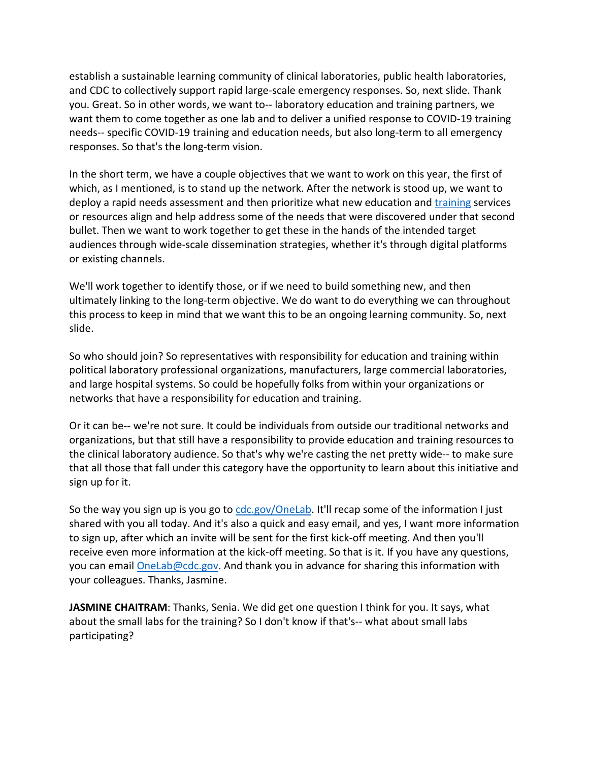establish a sustainable learning community of clinical laboratories, public health laboratories, and CDC to collectively support rapid large-scale emergency responses. So, next slide. Thank you. Great. So in other words, we want to-- laboratory education and training partners, we want them to come together as one lab and to deliver a unified response to COVID-19 training needs-- specific COVID-19 training and education needs, but also long-term to all emergency responses. So that's the long-term vision.

In the short term, we have a couple objectives that we want to work on this year, the first of which, as I mentioned, is to stand up the network. After the network is stood up, we want to deploy a rapid needs assessment and then prioritize what new education and [training](training) services or resources align and help address some of the needs that were discovered under that second bullet. Then we want to work together to get these in the hands of the intended target audiences through wide-scale dissemination strategies, whether it's through digital platforms or existing channels.

We'll work together to identify those, or if we need to build something new, and then ultimately linking to the long-term objective. We do want to do everything we can throughout this process to keep in mind that we want this to be an ongoing learning community. So, next slide.

So who should join? So representatives with responsibility for education and training within political laboratory professional organizations, manufacturers, large commercial laboratories, and large hospital systems. So could be hopefully folks from within your organizations or networks that have a responsibility for education and training.

Or it can be-- we're not sure. It could be individuals from outside our traditional networks and organizations, but that still have a responsibility to provide education and training resources to the clinical laboratory audience. So that's why we're casting the net pretty wide-- to make sure that all those that fall under this category have the opportunity to learn about this initiative and sign up for it.

So the way you sign up is you go to [cdc.gov/OneLab](cdc.gov/OneLab). It'll recap some of the information I just shared with you all today. And it's also a quick and easy email, and yes, I want more information to sign up, after which an invite will be sent for the first kick-off meeting. And then you'll receive even more information at the kick-off meeting. So that is it. If you have any questions, you can email [OneLab@cdc.gov](mailto:OneLab@cdc.gov). And thank you in advance for sharing this information with your colleagues. Thanks, Jasmine.

**JASMINE CHAITRAM**: Thanks, Senia. We did get one question I think for you. It says, what about the small labs for the training? So I don't know if that's-- what about small labs participating?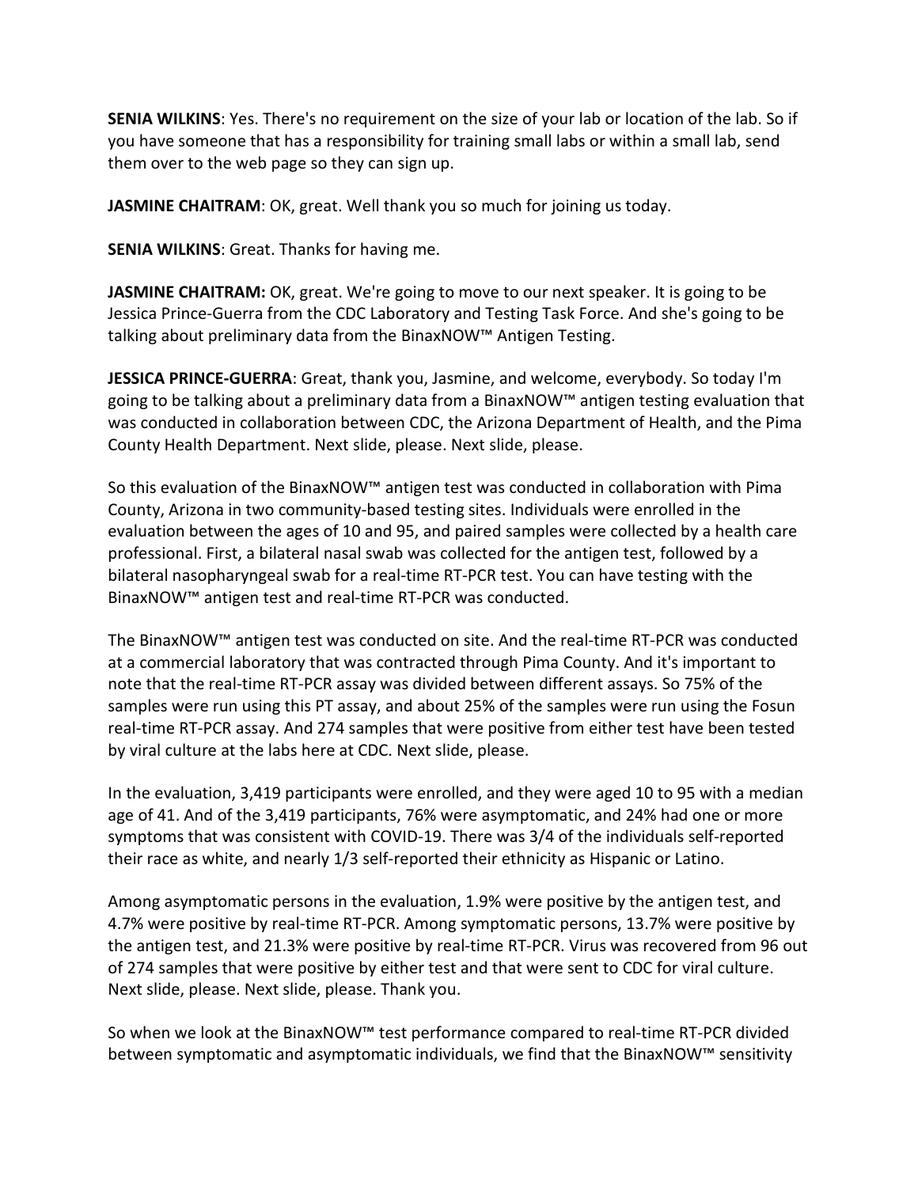**SENIA WILKINS**: Yes. There's no requirement on the size of your lab or location of the lab. So if you have someone that has a responsibility for training small labs or within a small lab, send them over to the web page so they can sign up.

**JASMINE CHAITRAM**: OK, great. Well thank you so much for joining us today.

**SENIA WILKINS**: Great. Thanks for having me.

**JASMINE CHAITRAM:** OK, great. We're going to move to our next speaker. It is going to be Jessica Prince-Guerra from the CDC Laboratory and Testing Task Force. And she's going to be talking about preliminary data from the BinaxNOW™ Antigen Testing.

**JESSICA PRINCE-GUERRA**: Great, thank you, Jasmine, and welcome, everybody. So today I'm going to be talking about a preliminary data from a BinaxNOW™ antigen testing evaluation that was conducted in collaboration between CDC, the Arizona Department of Health, and the Pima County Health Department. Next slide, please. Next slide, please.

So this evaluation of the BinaxNOW™ antigen test was conducted in collaboration with Pima County, Arizona in two community-based testing sites. Individuals were enrolled in the evaluation between the ages of 10 and 95, and paired samples were collected by a health care professional. First, a bilateral nasal swab was collected for the antigen test, followed by a bilateral nasopharyngeal swab for a real-time RT-PCR test. You can have testing with the BinaxNOW™ antigen test and real-time RT-PCR was conducted.

The BinaxNOW™ antigen test was conducted on site. And the real-time RT-PCR was conducted at a commercial laboratory that was contracted through Pima County. And it's important to note that the real-time RT-PCR assay was divided between different assays. So 75% of the samples were run using this PT assay, and about 25% of the samples were run using the Fosun real-time RT-PCR assay. And 274 samples that were positive from either test have been tested by viral culture at the labs here at CDC. Next slide, please.

In the evaluation, 3,419 participants were enrolled, and they were aged 10 to 95 with a median age of 41. And of the 3,419 participants, 76% were asymptomatic, and 24% had one or more symptoms that was consistent with COVID-19. There was 3/4 of the individuals self-reported their race as white, and nearly 1/3 self-reported their ethnicity as Hispanic or Latino.

Among asymptomatic persons in the evaluation, 1.9% were positive by the antigen test, and 4.7% were positive by real-time RT-PCR. Among symptomatic persons, 13.7% were positive by the antigen test, and 21.3% were positive by real-time RT-PCR. Virus was recovered from 96 out of 274 samples that were positive by either test and that were sent to CDC for viral culture. Next slide, please. Next slide, please. Thank you.

So when we look at the BinaxNOW™ test performance compared to real-time RT-PCR divided between symptomatic and asymptomatic individuals, we find that the BinaxNOW™ sensitivity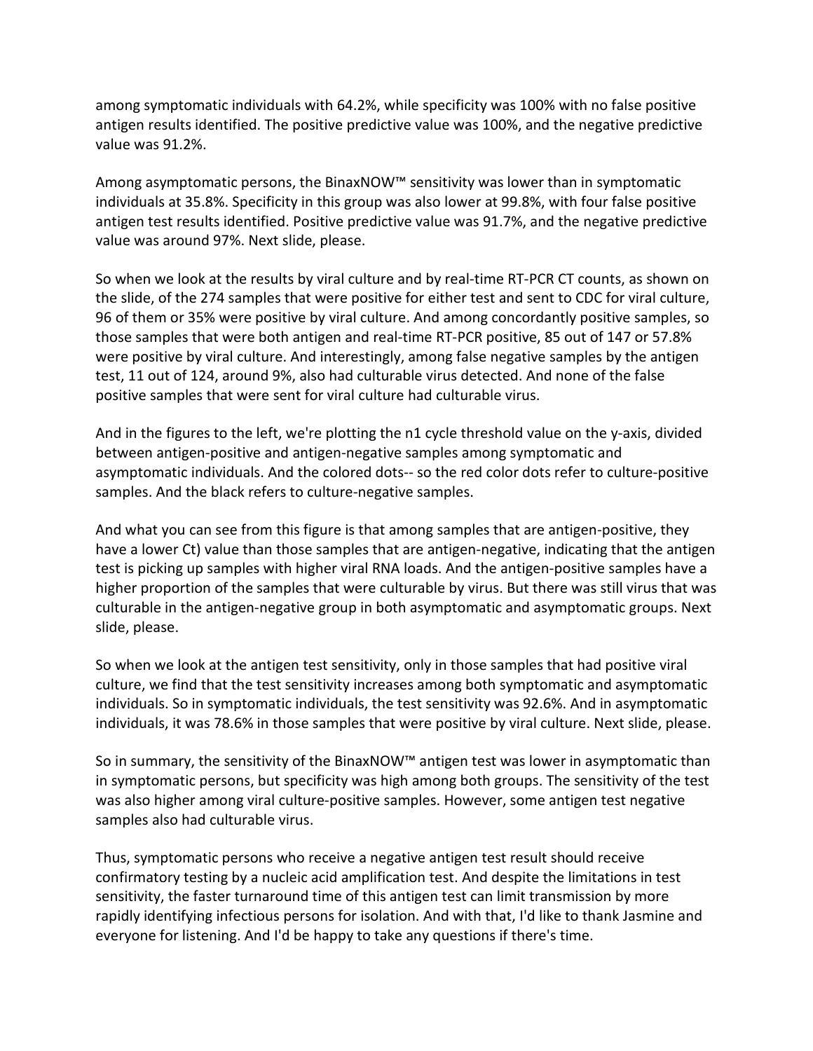among symptomatic individuals with 64.2%, while specificity was 100% with no false positive antigen results identified. The positive predictive value was 100%, and the negative predictive value was 91.2%.

Among asymptomatic persons, the BinaxNOW™ sensitivity was lower than in symptomatic individuals at 35.8%. Specificity in this group was also lower at 99.8%, with four false positive antigen test results identified. Positive predictive value was 91.7%, and the negative predictive value was around 97%. Next slide, please.

So when we look at the results by viral culture and by real-time RT-PCR CT counts, as shown on the slide, of the 274 samples that were positive for either test and sent to CDC for viral culture, 96 of them or 35% were positive by viral culture. And among concordantly positive samples, so those samples that were both antigen and real-time RT-PCR positive, 85 out of 147 or 57.8% were positive by viral culture. And interestingly, among false negative samples by the antigen test, 11 out of 124, around 9%, also had culturable virus detected. And none of the false positive samples that were sent for viral culture had culturable virus.

And in the figures to the left, we're plotting the n1 cycle threshold value on the y-axis, divided between antigen-positive and antigen-negative samples among symptomatic and asymptomatic individuals. And the colored dots-- so the red color dots refer to culture-positive samples. And the black refers to culture-negative samples.

And what you can see from this figure is that among samples that are antigen-positive, they have a lower Ct) value than those samples that are antigen-negative, indicating that the antigen test is picking up samples with higher viral RNA loads. And the antigen-positive samples have a higher proportion of the samples that were culturable by virus. But there was still virus that was culturable in the antigen-negative group in both asymptomatic and asymptomatic groups. Next slide, please.

So when we look at the antigen test sensitivity, only in those samples that had positive viral culture, we find that the test sensitivity increases among both symptomatic and asymptomatic individuals. So in symptomatic individuals, the test sensitivity was 92.6%. And in asymptomatic individuals, it was 78.6% in those samples that were positive by viral culture. Next slide, please.

So in summary, the sensitivity of the BinaxNOW™ antigen test was lower in asymptomatic than in symptomatic persons, but specificity was high among both groups. The sensitivity of the test was also higher among viral culture-positive samples. However, some antigen test negative samples also had culturable virus.

Thus, symptomatic persons who receive a negative antigen test result should receive confirmatory testing by a nucleic acid amplification test. And despite the limitations in test sensitivity, the faster turnaround time of this antigen test can limit transmission by more rapidly identifying infectious persons for isolation. And with that, I'd like to thank Jasmine and everyone for listening. And I'd be happy to take any questions if there's time.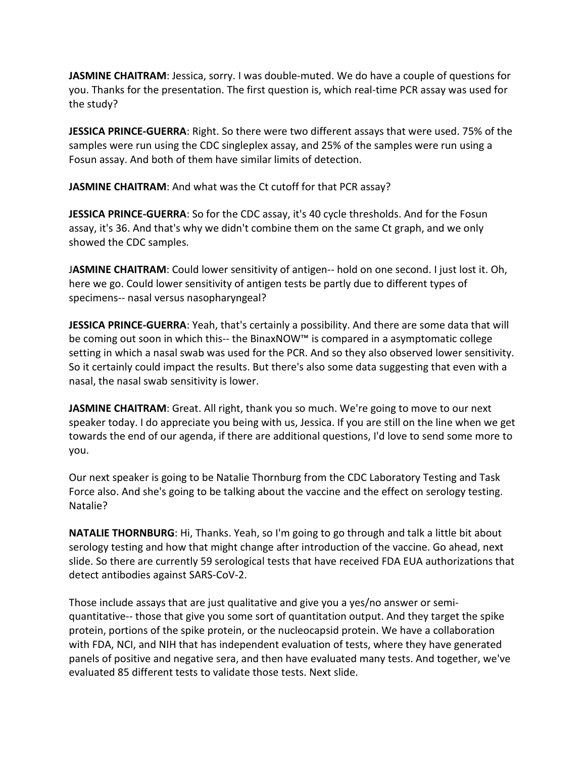**JASMINE CHAITRAM**: Jessica, sorry. I was double-muted. We do have a couple of questions for you. Thanks for the presentation. The first question is, which real-time PCR assay was used for the study?

**JESSICA PRINCE-GUERRA**: Right. So there were two different assays that were used. 75% of the samples were run using the CDC singleplex assay, and 25% of the samples were run using a Fosun assay. And both of them have similar limits of detection.

**JASMINE CHAITRAM**: And what was the Ct cutoff for that PCR assay?

**JESSICA PRINCE-GUERRA**: So for the CDC assay, it's 40 cycle thresholds. And for the Fosun assay, it's 36. And that's why we didn't combine them on the same Ct graph, and we only showed the CDC samples.

J**ASMINE CHAITRAM**: Could lower sensitivity of antigen-- hold on one second. I just lost it. Oh, here we go. Could lower sensitivity of antigen tests be partly due to different types of specimens-- nasal versus nasopharyngeal?

**JESSICA PRINCE-GUERRA**: Yeah, that's certainly a possibility. And there are some data that will be coming out soon in which this-- the BinaxNOW™ is compared in a asymptomatic college setting in which a nasal swab was used for the PCR. And so they also observed lower sensitivity. So it certainly could impact the results. But there's also some data suggesting that even with a nasal, the nasal swab sensitivity is lower.

**JASMINE CHAITRAM**: Great. All right, thank you so much. We're going to move to our next speaker today. I do appreciate you being with us, Jessica. If you are still on the line when we get towards the end of our agenda, if there are additional questions, I'd love to send some more to you.

Our next speaker is going to be Natalie Thornburg from the CDC Laboratory Testing and Task Force also. And she's going to be talking about the vaccine and the effect on serology testing. Natalie?

**NATALIE THORNBURG**: Hi, Thanks. Yeah, so I'm going to go through and talk a little bit about serology testing and how that might change after introduction of the vaccine. Go ahead, next slide. So there are currently 59 serological tests that have received FDA EUA authorizations that detect antibodies against SARS-CoV-2.

Those include assays that are just qualitative and give you a yes/no answer or semi-quantitative-- those that give you some sort of quantitation output. And they target the spike protein, portions of the spike protein, or the nucleocapsid protein. We have a collaboration with FDA, NCI, and NIH that has independent evaluation of tests, where they have generated panels of positive and negative sera, and then have evaluated many tests. And together, we've evaluated 85 different tests to validate those tests. Next slide.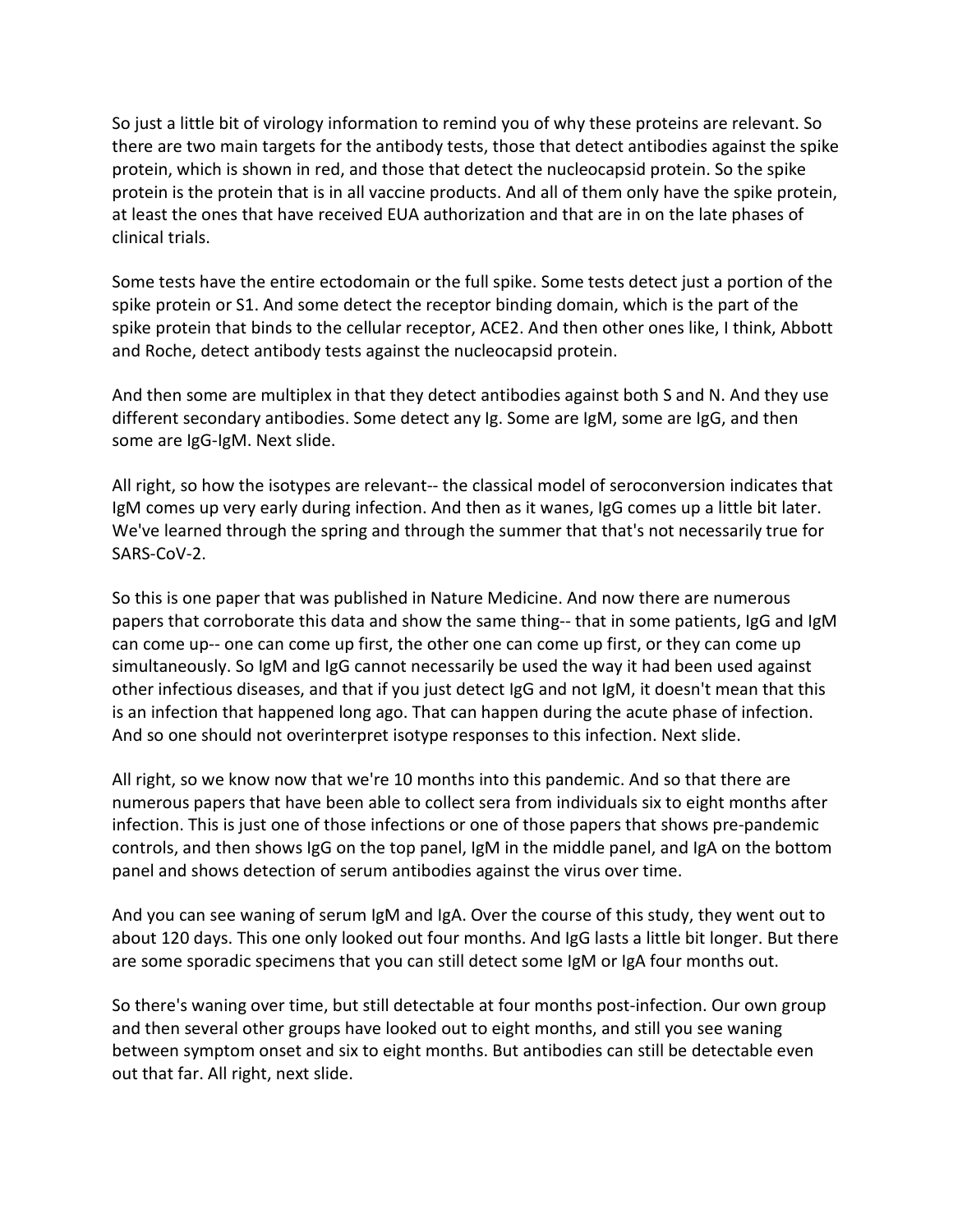So just a little bit of virology information to remind you of why these proteins are relevant. So there are two main targets for the antibody tests, those that detect antibodies against the spike protein, which is shown in red, and those that detect the nucleocapsid protein. So the spike protein is the protein that is in all vaccine products. And all of them only have the spike protein, at least the ones that have received EUA authorization and that are in on the late phases of clinical trials.

Some tests have the entire ectodomain or the full spike. Some tests detect just a portion of the spike protein or S1. And some detect the receptor binding domain, which is the part of the spike protein that binds to the cellular receptor, ACE2. And then other ones like, I think, Abbott and Roche, detect antibody tests against the nucleocapsid protein.

And then some are multiplex in that they detect antibodies against both S and N. And they use different secondary antibodies. Some detect any Ig. Some are IgM, some are IgG, and then some are IgG-IgM. Next slide.

All right, so how the isotypes are relevant-- the classical model of seroconversion indicates that IgM comes up very early during infection. And then as it wanes, IgG comes up a little bit later. We've learned through the spring and through the summer that that's not necessarily true for SARS-CoV-2.

So this is one paper that was published in Nature Medicine. And now there are numerous papers that corroborate this data and show the same thing-- that in some patients, IgG and IgM can come up-- one can come up first, the other one can come up first, or they can come up simultaneously. So IgM and IgG cannot necessarily be used the way it had been used against other infectious diseases, and that if you just detect IgG and not IgM, it doesn't mean that this is an infection that happened long ago. That can happen during the acute phase of infection. And so one should not overinterpret isotype responses to this infection. Next slide.

All right, so we know now that we're 10 months into this pandemic. And so that there are numerous papers that have been able to collect sera from individuals six to eight months after infection. This is just one of those infections or one of those papers that shows pre-pandemic controls, and then shows IgG on the top panel, IgM in the middle panel, and IgA on the bottom panel and shows detection of serum antibodies against the virus over time.

And you can see waning of serum IgM and IgA. Over the course of this study, they went out to about 120 days. This one only looked out four months. And IgG lasts a little bit longer. But there are some sporadic specimens that you can still detect some IgM or IgA four months out.

So there's waning over time, but still detectable at four months post-infection. Our own group and then several other groups have looked out to eight months, and still you see waning between symptom onset and six to eight months. But antibodies can still be detectable even out that far. All right, next slide.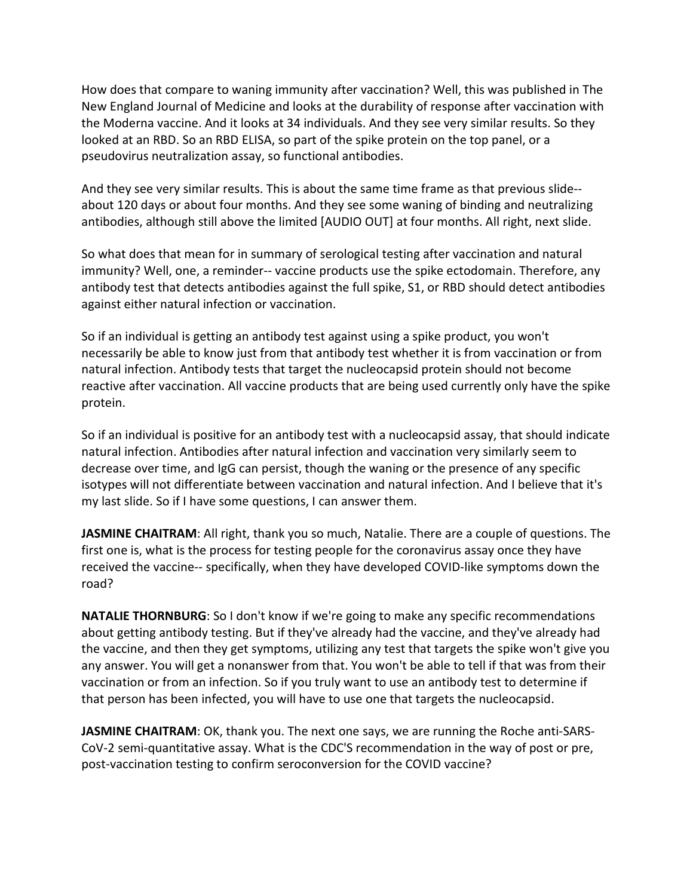How does that compare to waning immunity after vaccination? Well, this was published in The New England Journal of Medicine and looks at the durability of response after vaccination with the Moderna vaccine. And it looks at 34 individuals. And they see very similar results. So they looked at an RBD. So an RBD ELISA, so part of the spike protein on the top panel, or a pseudovirus neutralization assay, so functional antibodies.

And they see very similar results. This is about the same time frame as that previous slide-- about 120 days or about four months. And they see some waning of binding and neutralizing antibodies, although still above the limited [AUDIO OUT] at four months. All right, next slide.

So what does that mean for in summary of serological testing after vaccination and natural immunity? Well, one, a reminder-- vaccine products use the spike ectodomain. Therefore, any antibody test that detects antibodies against the full spike, S1, or RBD should detect antibodies against either natural infection or vaccination.

So if an individual is getting an antibody test against using a spike product, you won't necessarily be able to know just from that antibody test whether it is from vaccination or from natural infection. Antibody tests that target the nucleocapsid protein should not become reactive after vaccination. All vaccine products that are being used currently only have the spike protein.

So if an individual is positive for an antibody test with a nucleocapsid assay, that should indicate natural infection. Antibodies after natural infection and vaccination very similarly seem to decrease over time, and IgG can persist, though the waning or the presence of any specific isotypes will not differentiate between vaccination and natural infection. And I believe that it's my last slide. So if I have some questions, I can answer them.

**JASMINE CHAITRAM**: All right, thank you so much, Natalie. There are a couple of questions. The first one is, what is the process for testing people for the coronavirus assay once they have received the vaccine-- specifically, when they have developed COVID-like symptoms down the road?

**NATALIE THORNBURG**: So I don't know if we're going to make any specific recommendations about getting antibody testing. But if they've already had the vaccine, and they've already had the vaccine, and then they get symptoms, utilizing any test that targets the spike won't give you any answer. You will get a nonanswer from that. You won't be able to tell if that was from their vaccination or from an infection. So if you truly want to use an antibody test to determine if that person has been infected, you will have to use one that targets the nucleocapsid.

**JASMINE CHAITRAM**: OK, thank you. The next one says, we are running the Roche anti-SARS-CoV-2 semi-quantitative assay. What is the CDC'S recommendation in the way of post or pre, post-vaccination testing to confirm seroconversion for the COVID vaccine?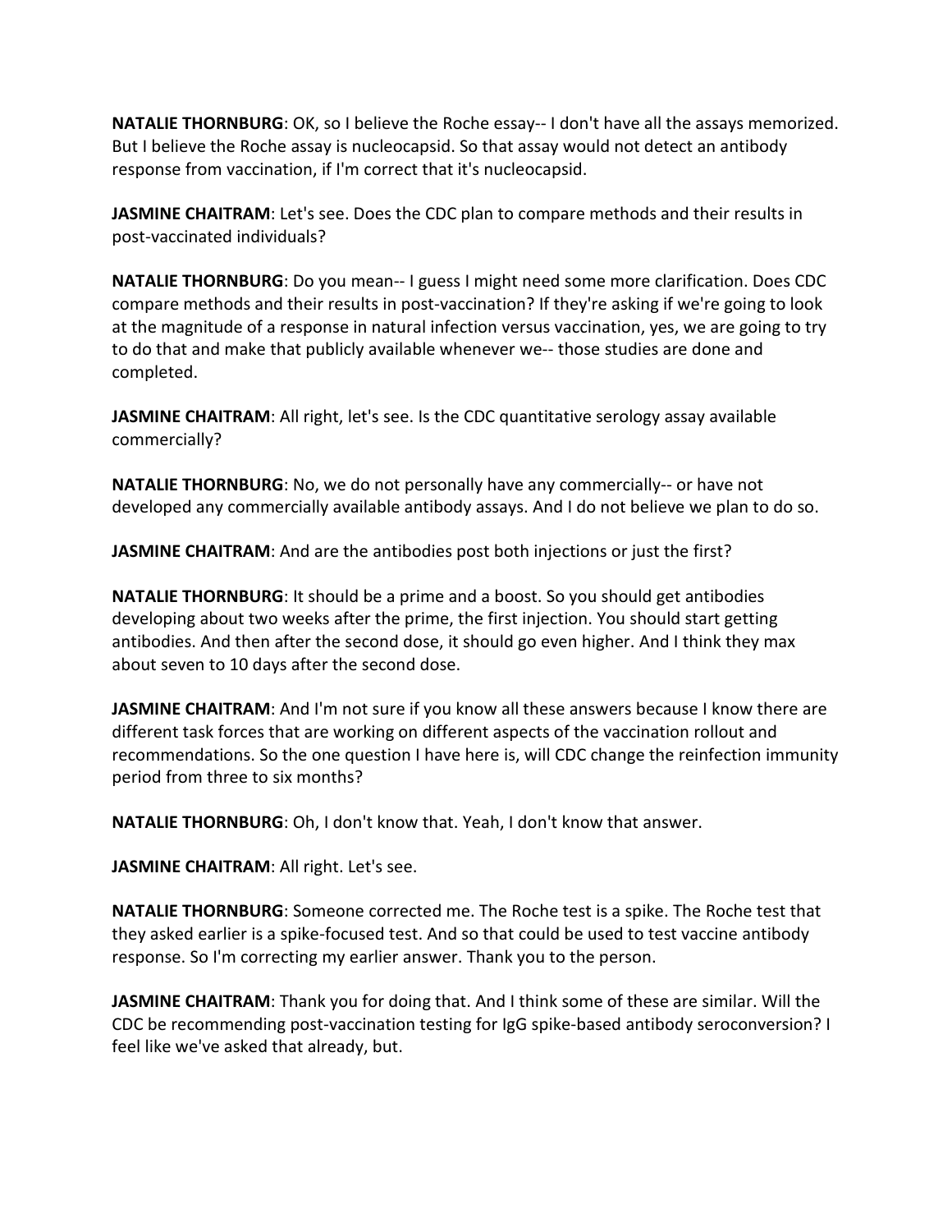**NATALIE THORNBURG**: OK, so I believe the Roche essay-- I don't have all the assays memorized. But I believe the Roche assay is nucleocapsid. So that assay would not detect an antibody response from vaccination, if I'm correct that it's nucleocapsid.

**JASMINE CHAITRAM**: Let's see. Does the CDC plan to compare methods and their results in post-vaccinated individuals?

**NATALIE THORNBURG**: Do you mean-- I guess I might need some more clarification. Does CDC compare methods and their results in post-vaccination? If they're asking if we're going to look at the magnitude of a response in natural infection versus vaccination, yes, we are going to try to do that and make that publicly available whenever we-- those studies are done and completed.

**JASMINE CHAITRAM**: All right, let's see. Is the CDC quantitative serology assay available commercially?

**NATALIE THORNBURG**: No, we do not personally have any commercially-- or have not developed any commercially available antibody assays. And I do not believe we plan to do so.

**JASMINE CHAITRAM**: And are the antibodies post both injections or just the first?

**NATALIE THORNBURG**: It should be a prime and a boost. So you should get antibodies developing about two weeks after the prime, the first injection. You should start getting antibodies. And then after the second dose, it should go even higher. And I think they max about seven to 10 days after the second dose.

**JASMINE CHAITRAM**: And I'm not sure if you know all these answers because I know there are different task forces that are working on different aspects of the vaccination rollout and recommendations. So the one question I have here is, will CDC change the reinfection immunity period from three to six months?

**NATALIE THORNBURG**: Oh, I don't know that. Yeah, I don't know that answer.

**JASMINE CHAITRAM**: All right. Let's see.

**NATALIE THORNBURG**: Someone corrected me. The Roche test is a spike. The Roche test that they asked earlier is a spike-focused test. And so that could be used to test vaccine antibody response. So I'm correcting my earlier answer. Thank you to the person.

**JASMINE CHAITRAM**: Thank you for doing that. And I think some of these are similar. Will the CDC be recommending post-vaccination testing for IgG spike-based antibody seroconversion? I feel like we've asked that already, but.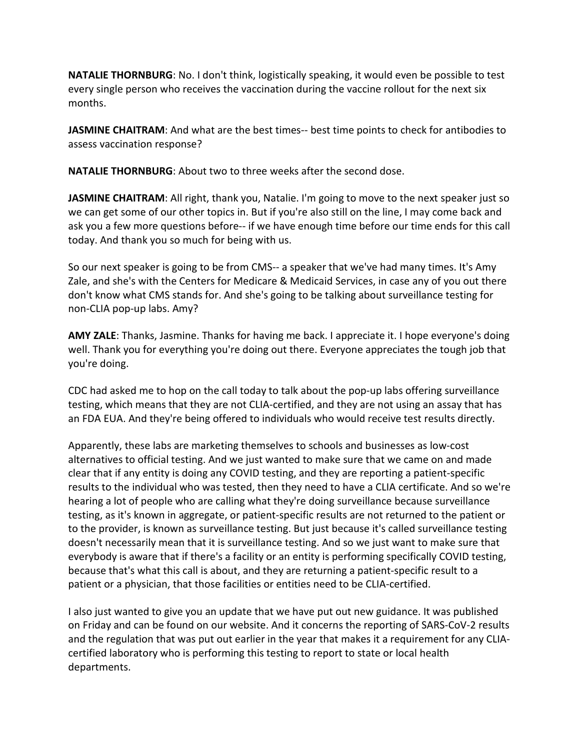**NATALIE THORNBURG**: No. I don't think, logistically speaking, it would even be possible to test every single person who receives the vaccination during the vaccine rollout for the next six months.

**JASMINE CHAITRAM**: And what are the best times-- best time points to check for antibodies to assess vaccination response?

**NATALIE THORNBURG**: About two to three weeks after the second dose.

**JASMINE CHAITRAM**: All right, thank you, Natalie. I'm going to move to the next speaker just so we can get some of our other topics in. But if you're also still on the line, I may come back and ask you a few more questions before-- if we have enough time before our time ends for this call today. And thank you so much for being with us.

So our next speaker is going to be from CMS-- a speaker that we've had many times. It's Amy Zale, and she's with the Centers for Medicare & Medicaid Services, in case any of you out there don't know what CMS stands for. And she's going to be talking about surveillance testing for non-CLIA pop-up labs. Amy?

**AMY ZALE**: Thanks, Jasmine. Thanks for having me back. I appreciate it. I hope everyone's doing well. Thank you for everything you're doing out there. Everyone appreciates the tough job that you're doing.

CDC had asked me to hop on the call today to talk about the pop-up labs offering surveillance testing, which means that they are not CLIA-certified, and they are not using an assay that has an FDA EUA. And they're being offered to individuals who would receive test results directly.

Apparently, these labs are marketing themselves to schools and businesses as low-cost alternatives to official testing. And we just wanted to make sure that we came on and made clear that if any entity is doing any COVID testing, and they are reporting a patient-specific results to the individual who was tested, then they need to have a CLIA certificate. And so we're hearing a lot of people who are calling what they're doing surveillance because surveillance testing, as it's known in aggregate, or patient-specific results are not returned to the patient or to the provider, is known as surveillance testing. But just because it's called surveillance testing doesn't necessarily mean that it is surveillance testing. And so we just want to make sure that everybody is aware that if there's a facility or an entity is performing specifically COVID testing, because that's what this call is about, and they are returning a patient-specific result to a patient or a physician, that those facilities or entities need to be CLIA-certified.

I also just wanted to give you an update that we have put out new guidance. It was published on Friday and can be found on our website. And it concerns the reporting of SARS-CoV-2 results and the regulation that was put out earlier in the year that makes it a requirement for any CLIA-certified laboratory who is performing this testing to report to state or local health departments.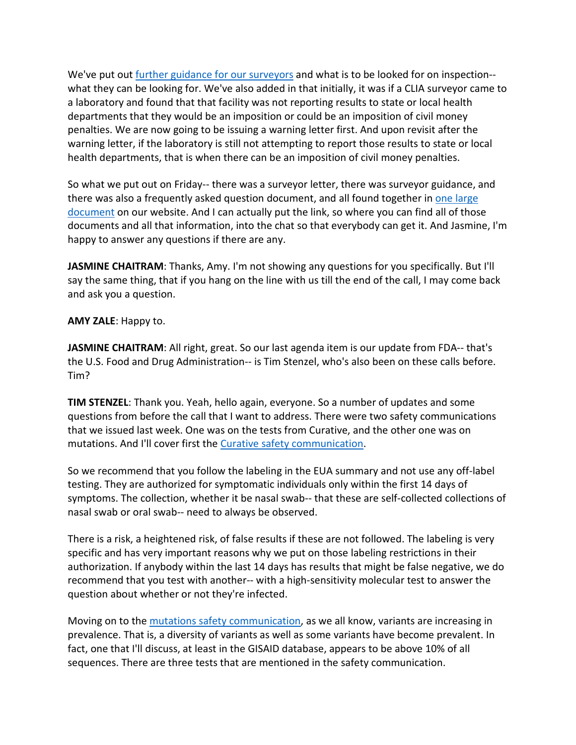We've put out [further guidance for our surveyors] and what is to be looked for on inspection-- what they can be looking for. We've also added in that initially, it was if a CLIA surveyor came to a laboratory and found that that facility was not reporting results to state or local health departments that they would be an imposition or could be an imposition of civil money penalties. We are now going to be issuing a warning letter first. And upon revisit after the warning letter, if the laboratory is still not attempting to report those results to state or local health departments, that is when there can be an imposition of civil money penalties.

So what we put out on Friday-- there was a surveyor letter, there was surveyor guidance, and there was also a frequently asked question document, and all found together in [one large document] on our website. And I can actually put the link, so where you can find all of those documents and all that information, into the chat so that everybody can get it. And Jasmine, I'm happy to answer any questions if there are any.

**JASMINE CHAITRAM**: Thanks, Amy. I'm not showing any questions for you specifically. But I'll say the same thing, that if you hang on the line with us till the end of the call, I may come back and ask you a question.

**AMY ZALE**: Happy to.

**JASMINE CHAITRAM**: All right, great. So our last agenda item is our update from FDA-- that's the U.S. Food and Drug Administration-- is Tim Stenzel, who's also been on these calls before. Tim?

**TIM STENZEL**: Thank you. Yeah, hello again, everyone. So a number of updates and some questions from before the call that I want to address. There were two safety communications that we issued last week. One was on the tests from Curative, and the other one was on mutations. And I'll cover first the [Curative safety communication].

So we recommend that you follow the labeling in the EUA summary and not use any off-label testing. They are authorized for symptomatic individuals only within the first 14 days of symptoms. The collection, whether it be nasal swab-- that these are self-collected collections of nasal swab or oral swab-- need to always be observed.

There is a risk, a heightened risk, of false results if these are not followed. The labeling is very specific and has very important reasons why we put on those labeling restrictions in their authorization. If anybody within the last 14 days has results that might be false negative, we do recommend that you test with another-- with a high-sensitivity molecular test to answer the question about whether or not they're infected.

Moving on to the [mutations safety communication], as we all know, variants are increasing in prevalence. That is, a diversity of variants as well as some variants have become prevalent. In fact, one that I'll discuss, at least in the GISAID database, appears to be above 10% of all sequences. There are three tests that are mentioned in the safety communication.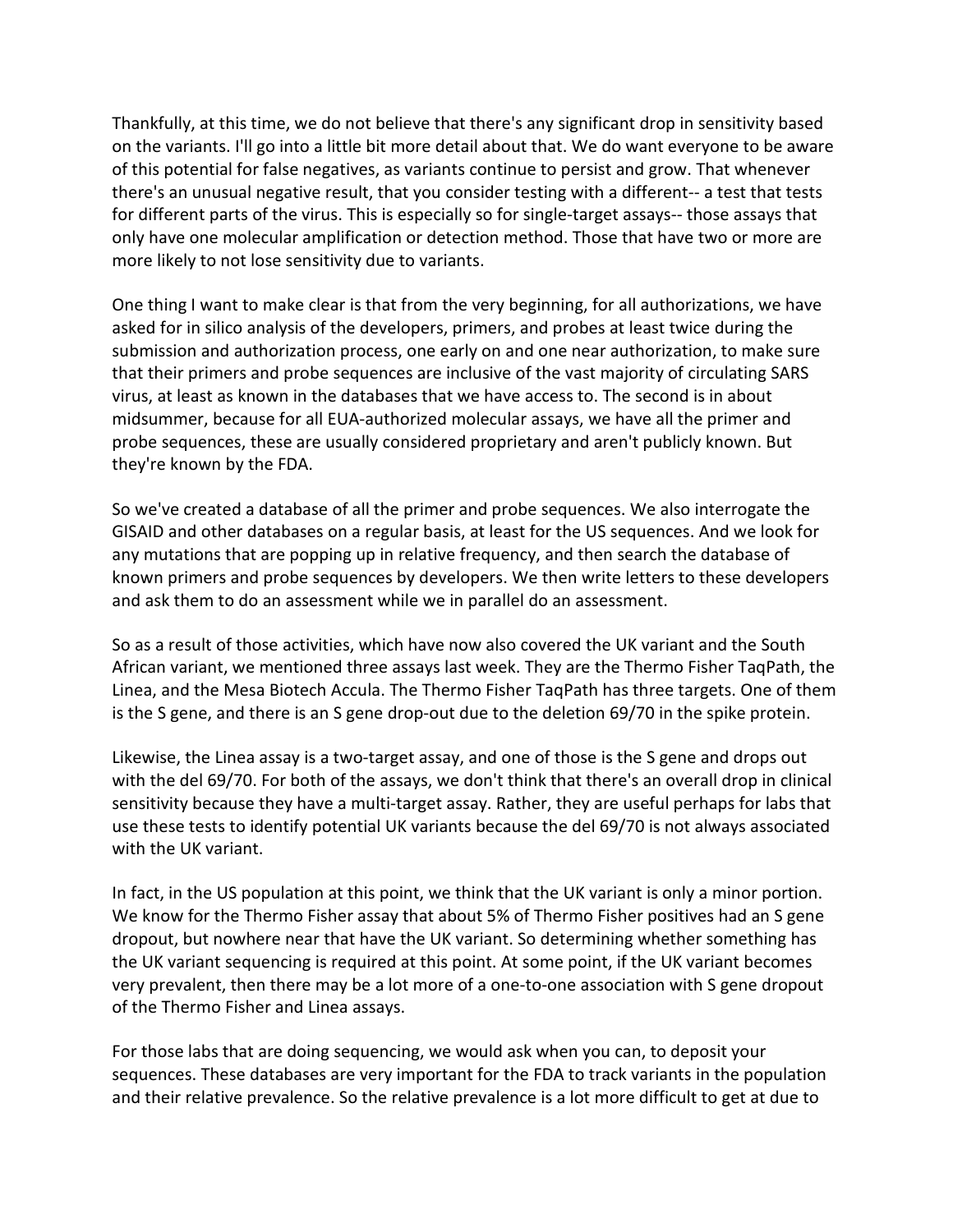Thankfully, at this time, we do not believe that there's any significant drop in sensitivity based on the variants. I'll go into a little bit more detail about that. We do want everyone to be aware of this potential for false negatives, as variants continue to persist and grow. That whenever there's an unusual negative result, that you consider testing with a different-- a test that tests for different parts of the virus. This is especially so for single-target assays-- those assays that only have one molecular amplification or detection method. Those that have two or more are more likely to not lose sensitivity due to variants.

One thing I want to make clear is that from the very beginning, for all authorizations, we have asked for in silico analysis of the developers, primers, and probes at least twice during the submission and authorization process, one early on and one near authorization, to make sure that their primers and probe sequences are inclusive of the vast majority of circulating SARS virus, at least as known in the databases that we have access to. The second is in about midsummer, because for all EUA-authorized molecular assays, we have all the primer and probe sequences, these are usually considered proprietary and aren't publicly known. But they're known by the FDA.

So we've created a database of all the primer and probe sequences. We also interrogate the GISAID and other databases on a regular basis, at least for the US sequences. And we look for any mutations that are popping up in relative frequency, and then search the database of known primers and probe sequences by developers. We then write letters to these developers and ask them to do an assessment while we in parallel do an assessment.

So as a result of those activities, which have now also covered the UK variant and the South African variant, we mentioned three assays last week. They are the Thermo Fisher TaqPath, the Linea, and the Mesa Biotech Accula. The Thermo Fisher TaqPath has three targets. One of them is the S gene, and there is an S gene drop-out due to the deletion 69/70 in the spike protein.

Likewise, the Linea assay is a two-target assay, and one of those is the S gene and drops out with the del 69/70. For both of the assays, we don't think that there's an overall drop in clinical sensitivity because they have a multi-target assay. Rather, they are useful perhaps for labs that use these tests to identify potential UK variants because the del 69/70 is not always associated with the UK variant.

In fact, in the US population at this point, we think that the UK variant is only a minor portion. We know for the Thermo Fisher assay that about 5% of Thermo Fisher positives had an S gene dropout, but nowhere near that have the UK variant. So determining whether something has the UK variant sequencing is required at this point. At some point, if the UK variant becomes very prevalent, then there may be a lot more of a one-to-one association with S gene dropout of the Thermo Fisher and Linea assays.

For those labs that are doing sequencing, we would ask when you can, to deposit your sequences. These databases are very important for the FDA to track variants in the population and their relative prevalence. So the relative prevalence is a lot more difficult to get at due to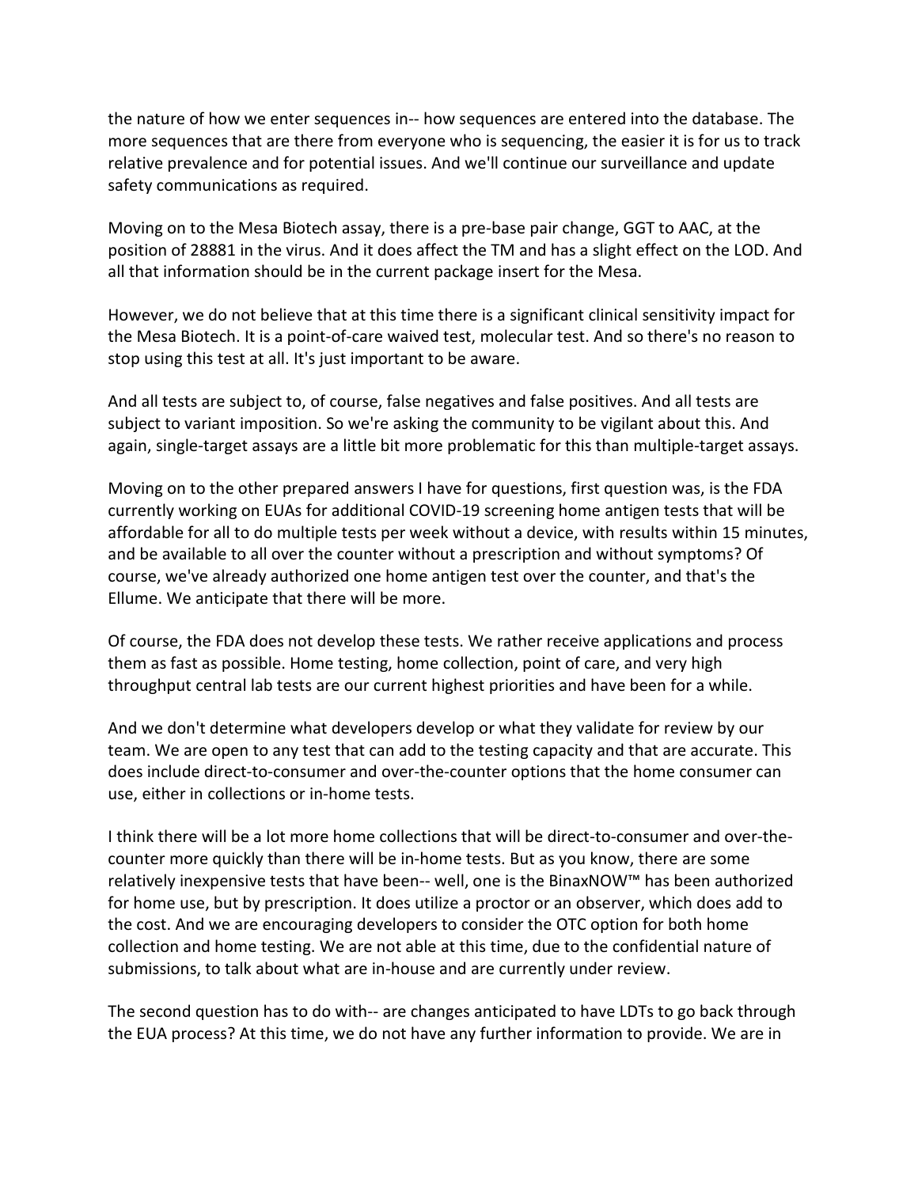the nature of how we enter sequences in-- how sequences are entered into the database. The more sequences that are there from everyone who is sequencing, the easier it is for us to track relative prevalence and for potential issues. And we'll continue our surveillance and update safety communications as required.

Moving on to the Mesa Biotech assay, there is a pre-base pair change, GGT to AAC, at the position of 28881 in the virus. And it does affect the TM and has a slight effect on the LOD. And all that information should be in the current package insert for the Mesa.

However, we do not believe that at this time there is a significant clinical sensitivity impact for the Mesa Biotech. It is a point-of-care waived test, molecular test. And so there's no reason to stop using this test at all. It's just important to be aware.

And all tests are subject to, of course, false negatives and false positives. And all tests are subject to variant imposition. So we're asking the community to be vigilant about this. And again, single-target assays are a little bit more problematic for this than multiple-target assays.

Moving on to the other prepared answers I have for questions, first question was, is the FDA currently working on EUAs for additional COVID-19 screening home antigen tests that will be affordable for all to do multiple tests per week without a device, with results within 15 minutes, and be available to all over the counter without a prescription and without symptoms? Of course, we've already authorized one home antigen test over the counter, and that's the Ellume. We anticipate that there will be more.

Of course, the FDA does not develop these tests. We rather receive applications and process them as fast as possible. Home testing, home collection, point of care, and very high throughput central lab tests are our current highest priorities and have been for a while.

And we don't determine what developers develop or what they validate for review by our team. We are open to any test that can add to the testing capacity and that are accurate. This does include direct-to-consumer and over-the-counter options that the home consumer can use, either in collections or in-home tests.

I think there will be a lot more home collections that will be direct-to-consumer and over-the-counter more quickly than there will be in-home tests. But as you know, there are some relatively inexpensive tests that have been-- well, one is the BinaxNOW™ has been authorized for home use, but by prescription. It does utilize a proctor or an observer, which does add to the cost. And we are encouraging developers to consider the OTC option for both home collection and home testing. We are not able at this time, due to the confidential nature of submissions, to talk about what are in-house and are currently under review.

The second question has to do with-- are changes anticipated to have LDTs to go back through the EUA process? At this time, we do not have any further information to provide. We are in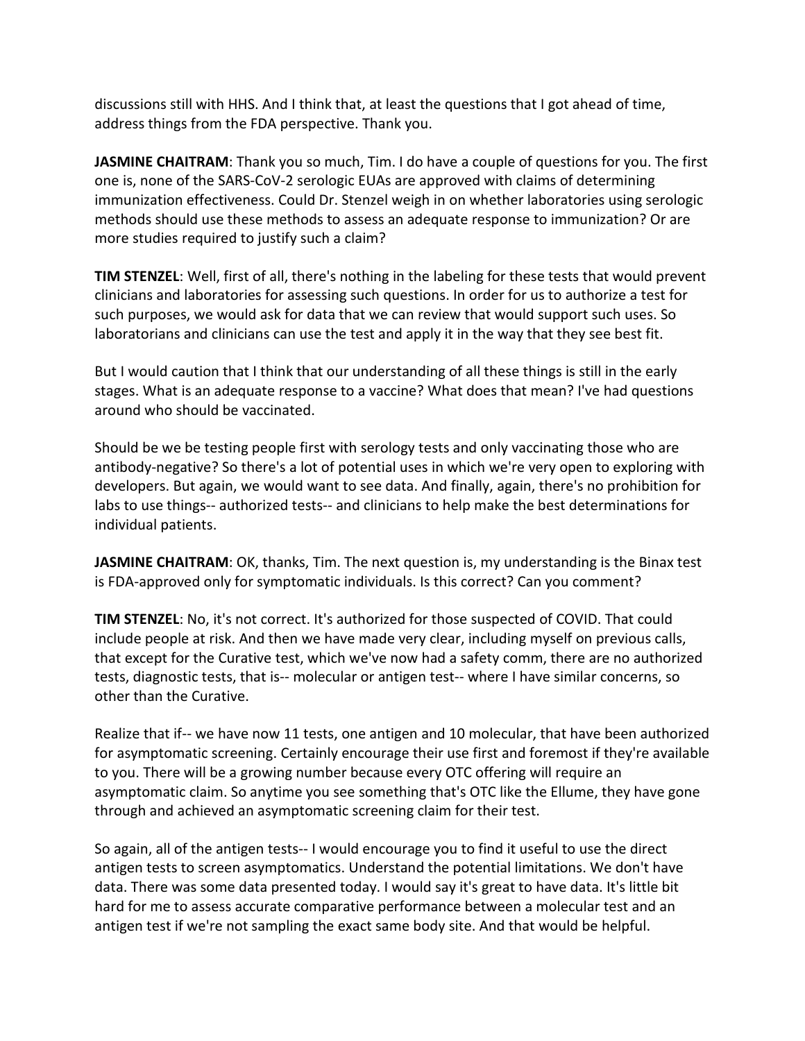discussions still with HHS. And I think that, at least the questions that I got ahead of time, address things from the FDA perspective. Thank you.

**JASMINE CHAITRAM**: Thank you so much, Tim. I do have a couple of questions for you. The first one is, none of the SARS-CoV-2 serologic EUAs are approved with claims of determining immunization effectiveness. Could Dr. Stenzel weigh in on whether laboratories using serologic methods should use these methods to assess an adequate response to immunization? Or are more studies required to justify such a claim?

**TIM STENZEL**: Well, first of all, there's nothing in the labeling for these tests that would prevent clinicians and laboratories for assessing such questions. In order for us to authorize a test for such purposes, we would ask for data that we can review that would support such uses. So laboratorians and clinicians can use the test and apply it in the way that they see best fit.

But I would caution that I think that our understanding of all these things is still in the early stages. What is an adequate response to a vaccine? What does that mean? I've had questions around who should be vaccinated.

Should be we be testing people first with serology tests and only vaccinating those who are antibody-negative? So there's a lot of potential uses in which we're very open to exploring with developers. But again, we would want to see data. And finally, again, there's no prohibition for labs to use things-- authorized tests-- and clinicians to help make the best determinations for individual patients.

**JASMINE CHAITRAM**: OK, thanks, Tim. The next question is, my understanding is the Binax test is FDA-approved only for symptomatic individuals. Is this correct? Can you comment?

**TIM STENZEL**: No, it's not correct. It's authorized for those suspected of COVID. That could include people at risk. And then we have made very clear, including myself on previous calls, that except for the Curative test, which we've now had a safety comm, there are no authorized tests, diagnostic tests, that is-- molecular or antigen test-- where I have similar concerns, so other than the Curative.

Realize that if-- we have now 11 tests, one antigen and 10 molecular, that have been authorized for asymptomatic screening. Certainly encourage their use first and foremost if they're available to you. There will be a growing number because every OTC offering will require an asymptomatic claim. So anytime you see something that's OTC like the Ellume, they have gone through and achieved an asymptomatic screening claim for their test.

So again, all of the antigen tests-- I would encourage you to find it useful to use the direct antigen tests to screen asymptomatics. Understand the potential limitations. We don't have data. There was some data presented today. I would say it's great to have data. It's little bit hard for me to assess accurate comparative performance between a molecular test and an antigen test if we're not sampling the exact same body site. And that would be helpful.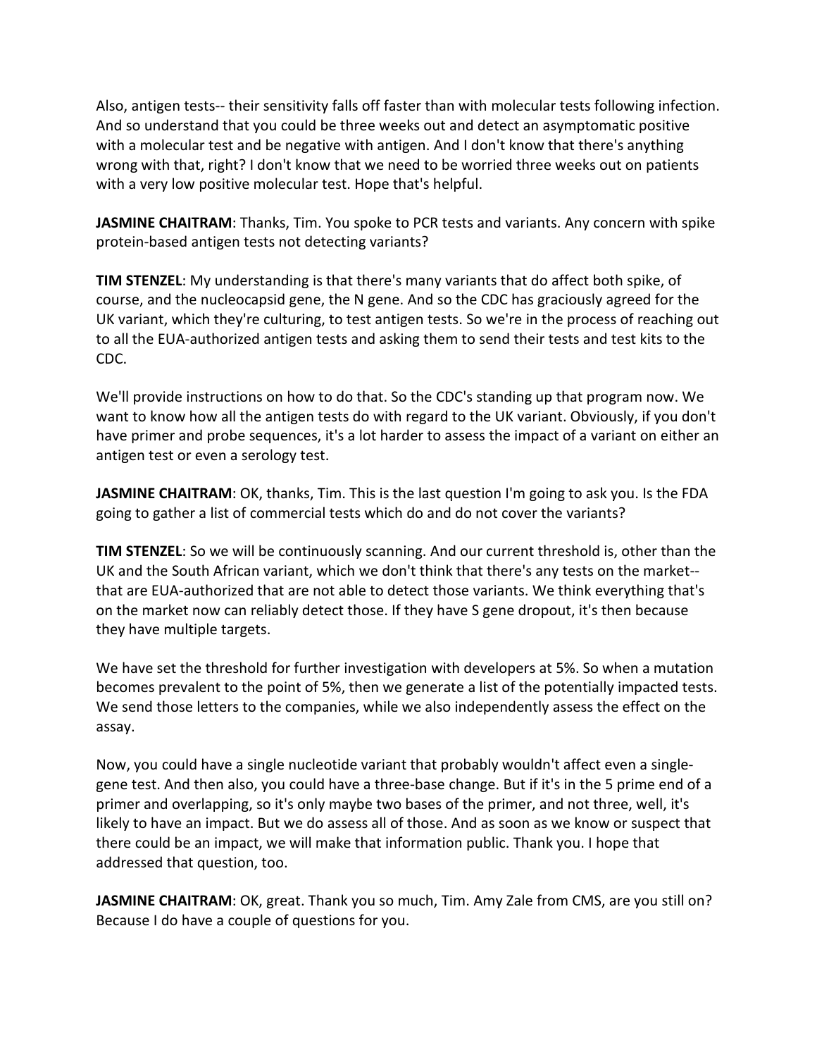Also, antigen tests-- their sensitivity falls off faster than with molecular tests following infection. And so understand that you could be three weeks out and detect an asymptomatic positive with a molecular test and be negative with antigen. And I don't know that there's anything wrong with that, right? I don't know that we need to be worried three weeks out on patients with a very low positive molecular test. Hope that's helpful.

**JASMINE CHAITRAM**: Thanks, Tim. You spoke to PCR tests and variants. Any concern with spike protein-based antigen tests not detecting variants?

**TIM STENZEL**: My understanding is that there's many variants that do affect both spike, of course, and the nucleocapsid gene, the N gene. And so the CDC has graciously agreed for the UK variant, which they're culturing, to test antigen tests. So we're in the process of reaching out to all the EUA-authorized antigen tests and asking them to send their tests and test kits to the CDC.

We'll provide instructions on how to do that. So the CDC's standing up that program now. We want to know how all the antigen tests do with regard to the UK variant. Obviously, if you don't have primer and probe sequences, it's a lot harder to assess the impact of a variant on either an antigen test or even a serology test.

**JASMINE CHAITRAM**: OK, thanks, Tim. This is the last question I'm going to ask you. Is the FDA going to gather a list of commercial tests which do and do not cover the variants?

**TIM STENZEL**: So we will be continuously scanning. And our current threshold is, other than the UK and the South African variant, which we don't think that there's any tests on the market-- that are EUA-authorized that are not able to detect those variants. We think everything that's on the market now can reliably detect those. If they have S gene dropout, it's then because they have multiple targets.

We have set the threshold for further investigation with developers at 5%. So when a mutation becomes prevalent to the point of 5%, then we generate a list of the potentially impacted tests. We send those letters to the companies, while we also independently assess the effect on the assay.

Now, you could have a single nucleotide variant that probably wouldn't affect even a single-gene test. And then also, you could have a three-base change. But if it's in the 5 prime end of a primer and overlapping, so it's only maybe two bases of the primer, and not three, well, it's likely to have an impact. But we do assess all of those. And as soon as we know or suspect that there could be an impact, we will make that information public. Thank you. I hope that addressed that question, too.

**JASMINE CHAITRAM**: OK, great. Thank you so much, Tim. Amy Zale from CMS, are you still on? Because I do have a couple of questions for you.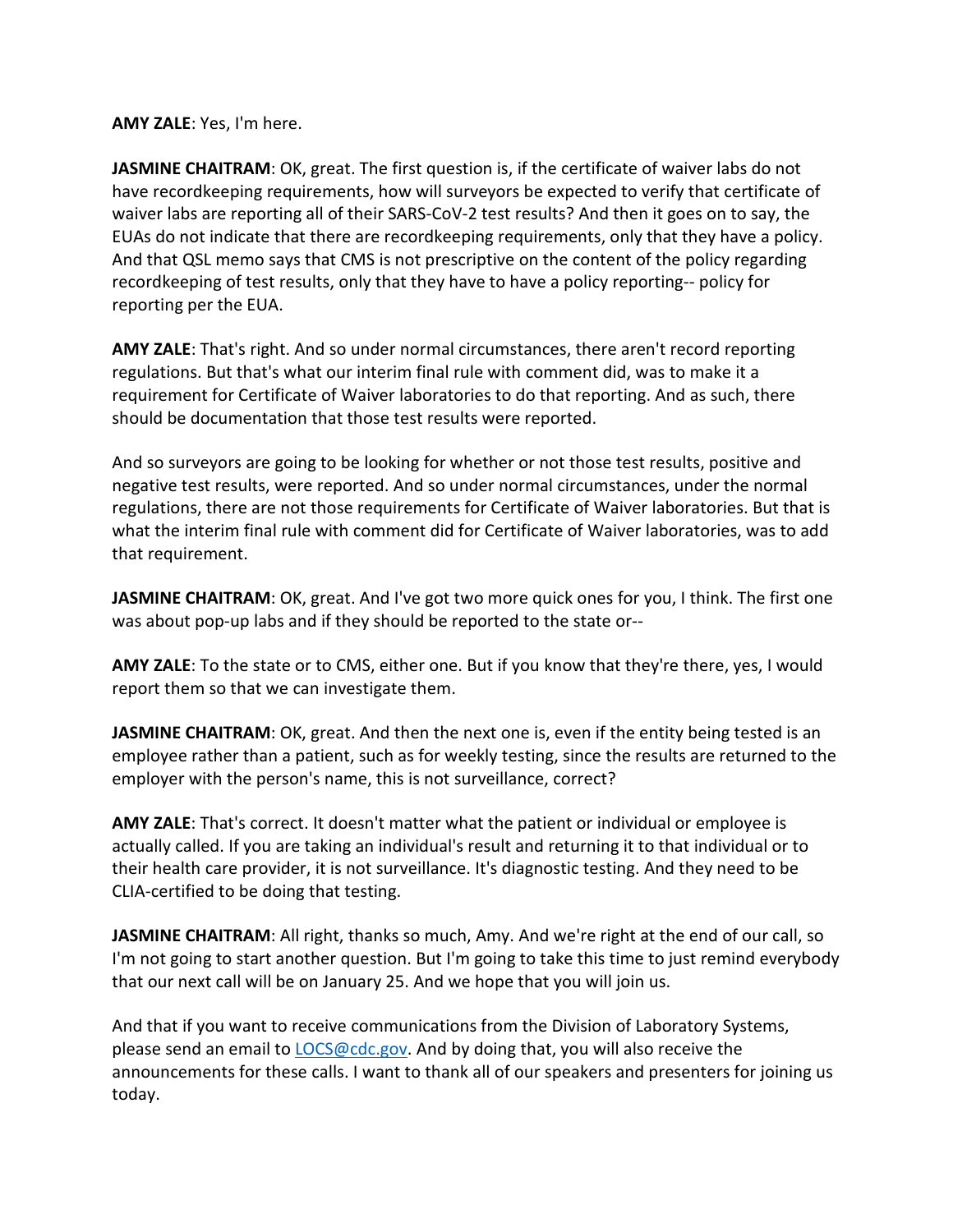**AMY ZALE**: Yes, I'm here.

**JASMINE CHAITRAM**: OK, great. The first question is, if the certificate of waiver labs do not have recordkeeping requirements, how will surveyors be expected to verify that certificate of waiver labs are reporting all of their SARS-CoV-2 test results? And then it goes on to say, the EUAs do not indicate that there are recordkeeping requirements, only that they have a policy. And that QSL memo says that CMS is not prescriptive on the content of the policy regarding recordkeeping of test results, only that they have to have a policy reporting-- policy for reporting per the EUA.

**AMY ZALE**: That's right. And so under normal circumstances, there aren't record reporting regulations. But that's what our interim final rule with comment did, was to make it a requirement for Certificate of Waiver laboratories to do that reporting. And as such, there should be documentation that those test results were reported.

And so surveyors are going to be looking for whether or not those test results, positive and negative test results, were reported. And so under normal circumstances, under the normal regulations, there are not those requirements for Certificate of Waiver laboratories. But that is what the interim final rule with comment did for Certificate of Waiver laboratories, was to add that requirement.

**JASMINE CHAITRAM**: OK, great. And I've got two more quick ones for you, I think. The first one was about pop-up labs and if they should be reported to the state or--

**AMY ZALE**: To the state or to CMS, either one. But if you know that they're there, yes, I would report them so that we can investigate them.

**JASMINE CHAITRAM**: OK, great. And then the next one is, even if the entity being tested is an employee rather than a patient, such as for weekly testing, since the results are returned to the employer with the person's name, this is not surveillance, correct?

**AMY ZALE**: That's correct. It doesn't matter what the patient or individual or employee is actually called. If you are taking an individual's result and returning it to that individual or to their health care provider, it is not surveillance. It's diagnostic testing. And they need to be CLIA-certified to be doing that testing.

**JASMINE CHAITRAM**: All right, thanks so much, Amy. And we're right at the end of our call, so I'm not going to start another question. But I'm going to take this time to just remind everybody that our next call will be on January 25. And we hope that you will join us.

And that if you want to receive communications from the Division of Laboratory Systems, please send an email to LOCS@cdc.gov. And by doing that, you will also receive the announcements for these calls. I want to thank all of our speakers and presenters for joining us today.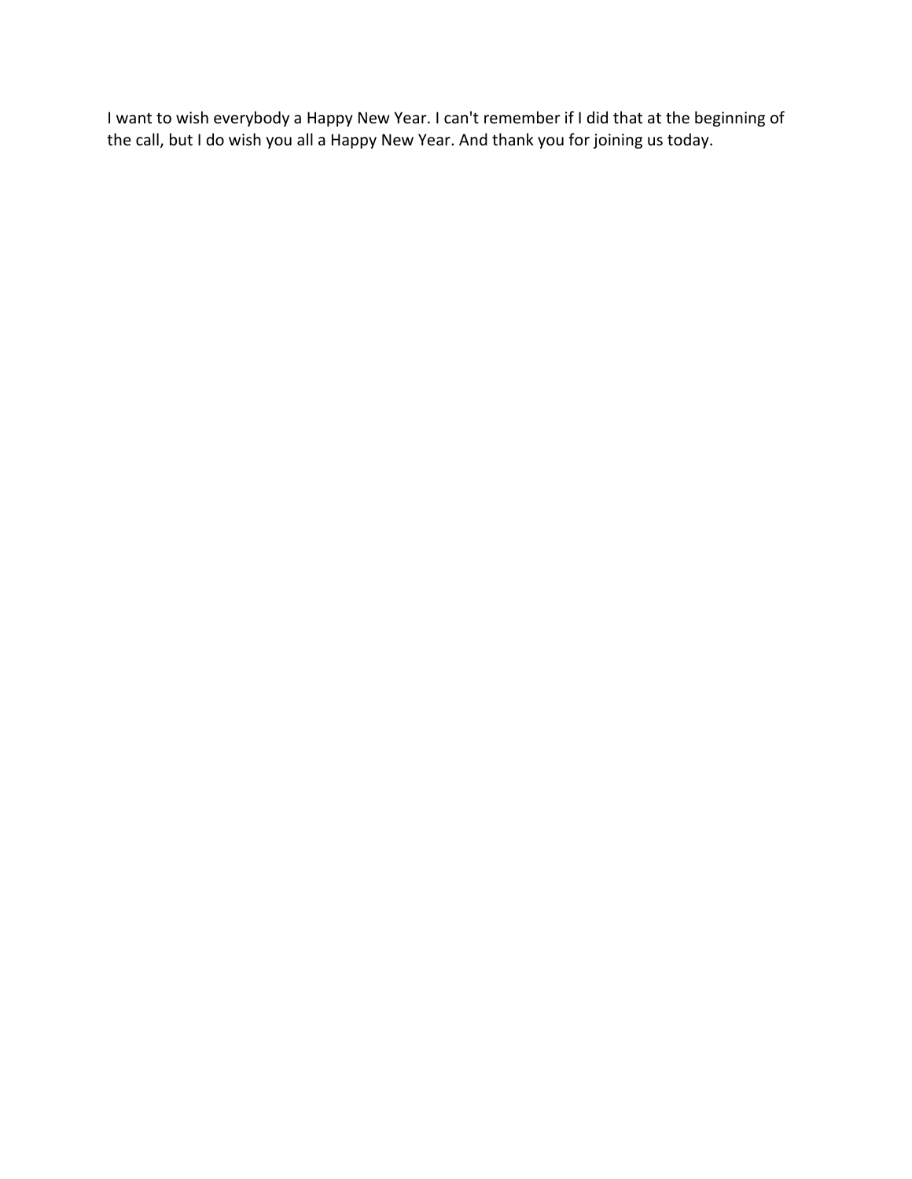I want to wish everybody a Happy New Year. I can't remember if I did that at the beginning of the call, but I do wish you all a Happy New Year. And thank you for joining us today.